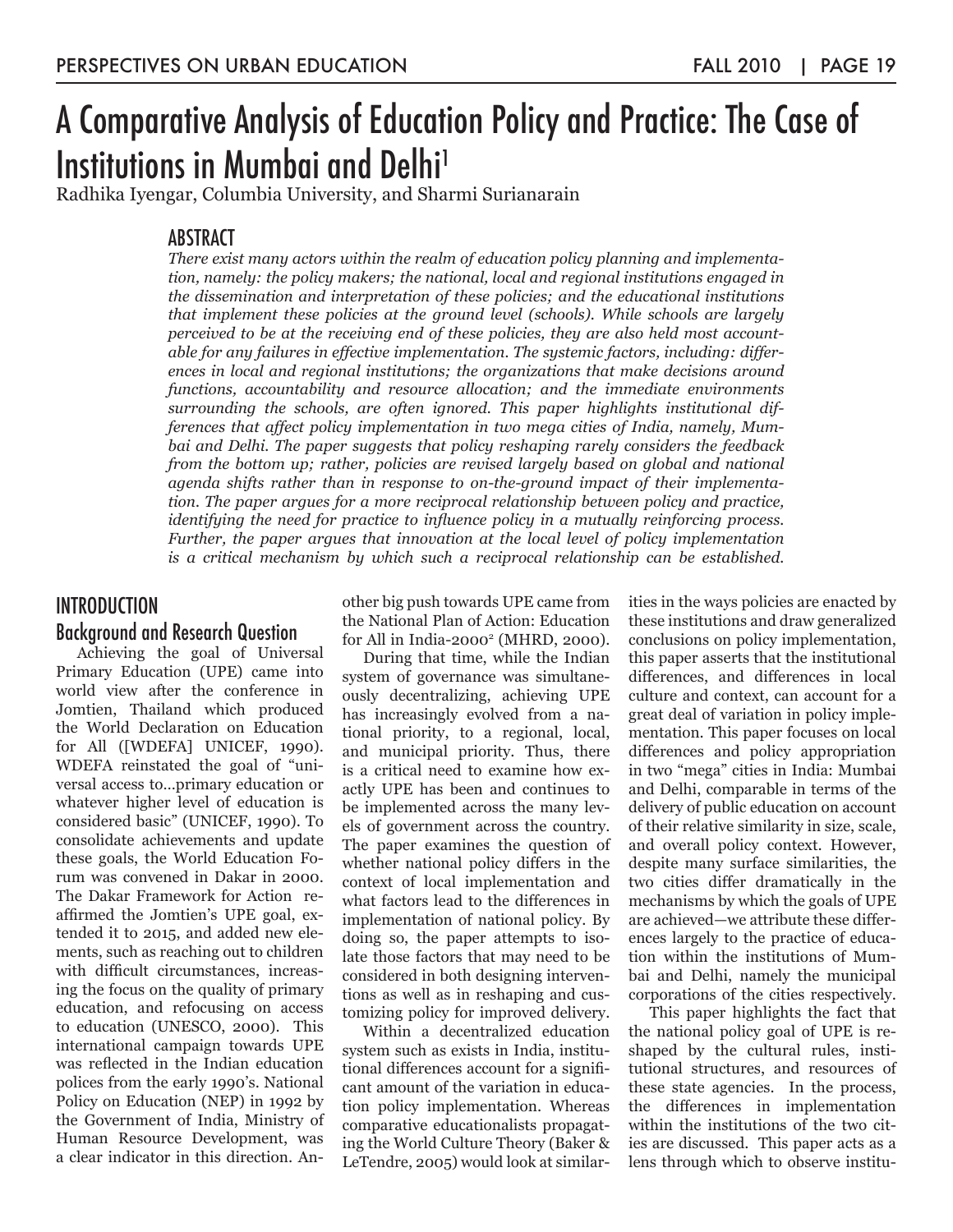# A Comparative Analysis of Education Policy and Practice: The Case of Institutions in Mumbai and Delhi[1]

Radhika Iyengar, Columbia University, and Sharmi Surianarain

## ABSTRACT

*There exist many actors within the realm of education policy planning and implementation, namely: the policy makers; the national, local and regional institutions engaged in the dissemination and interpretation of these policies; and the educational institutions that implement these policies at the ground level (schools). While schools are largely perceived to be at the receiving end of these policies, they are also held most accountable for any failures in effective implementation. The systemic factors, including: differences in local and regional institutions; the organizations that make decisions around functions, accountability and resource allocation; and the immediate environments surrounding the schools, are often ignored. This paper highlights institutional differences that affect policy implementation in two mega cities of India, namely, Mumbai and Delhi. The paper suggests that policy reshaping rarely considers the feedback from the bottom up; rather, policies are revised largely based on global and national agenda shifts rather than in response to on-the-ground impact of their implementation. The paper argues for a more reciprocal relationship between policy and practice, identifying the need for practice to influence policy in a mutually reinforcing process. Further, the paper argues that innovation at the local level of policy implementation is a critical mechanism by which such a reciprocal relationship can be established.*

## INTRODUCTION

### Background and Research Question

Achieving the goal of Universal Primary Education (UPE) came into world view after the conference in Jomtien, Thailand which produced the World Declaration on Education for All ([WDEFA] UNICEF, 1990). WDEFA reinstated the goal of "universal access to...primary education or whatever higher level of education is considered basic" (UNICEF, 1990). To consolidate achievements and update these goals, the World Education Forum was convened in Dakar in 2000. The Dakar Framework for Action reaffirmed the Jomtien's UPE goal, extended it to 2015, and added new elements, such as reaching out to children with difficult circumstances, increasing the focus on the quality of primary education, and refocusing on access to education (UNESCO, 2000). This international campaign towards UPE was reflected in the Indian education polices from the early 1990's. National Policy on Education (NEP) in 1992 by the Government of India, Ministry of Human Resource Development, was a clear indicator in this direction. Another big push towards UPE came from the National Plan of Action: Education for All in India-2000[2] (MHRD, 2000).

During that time, while the Indian system of governance was simultaneously decentralizing, achieving UPE has increasingly evolved from a national priority, to a regional, local, and municipal priority. Thus, there is a critical need to examine how exactly UPE has been and continues to be implemented across the many levels of government across the country. The paper examines the question of whether national policy differs in the context of local implementation and what factors lead to the differences in implementation of national policy. By doing so, the paper attempts to isolate those factors that may need to be considered in both designing interventions as well as in reshaping and customizing policy for improved delivery.

Within a decentralized education system such as exists in India, institutional differences account for a significant amount of the variation in education policy implementation. Whereas comparative educationalists propagating the World Culture Theory (Baker & LeTendre, 2005) would look at similarities in the ways policies are enacted by these institutions and draw generalized conclusions on policy implementation, this paper asserts that the institutional differences, and differences in local culture and context, can account for a great deal of variation in policy implementation. This paper focuses on local differences and policy appropriation in two "mega" cities in India: Mumbai and Delhi, comparable in terms of the delivery of public education on account of their relative similarity in size, scale, and overall policy context. However, despite many surface similarities, the two cities differ dramatically in the mechanisms by which the goals of UPE are achieved—we attribute these differences largely to the practice of education within the institutions of Mumbai and Delhi, namely the municipal corporations of the cities respectively.

This paper highlights the fact that the national policy goal of UPE is reshaped by the cultural rules, institutional structures, and resources of these state agencies. In the process, the differences in implementation within the institutions of the two cities are discussed. This paper acts as a lens through which to observe institu-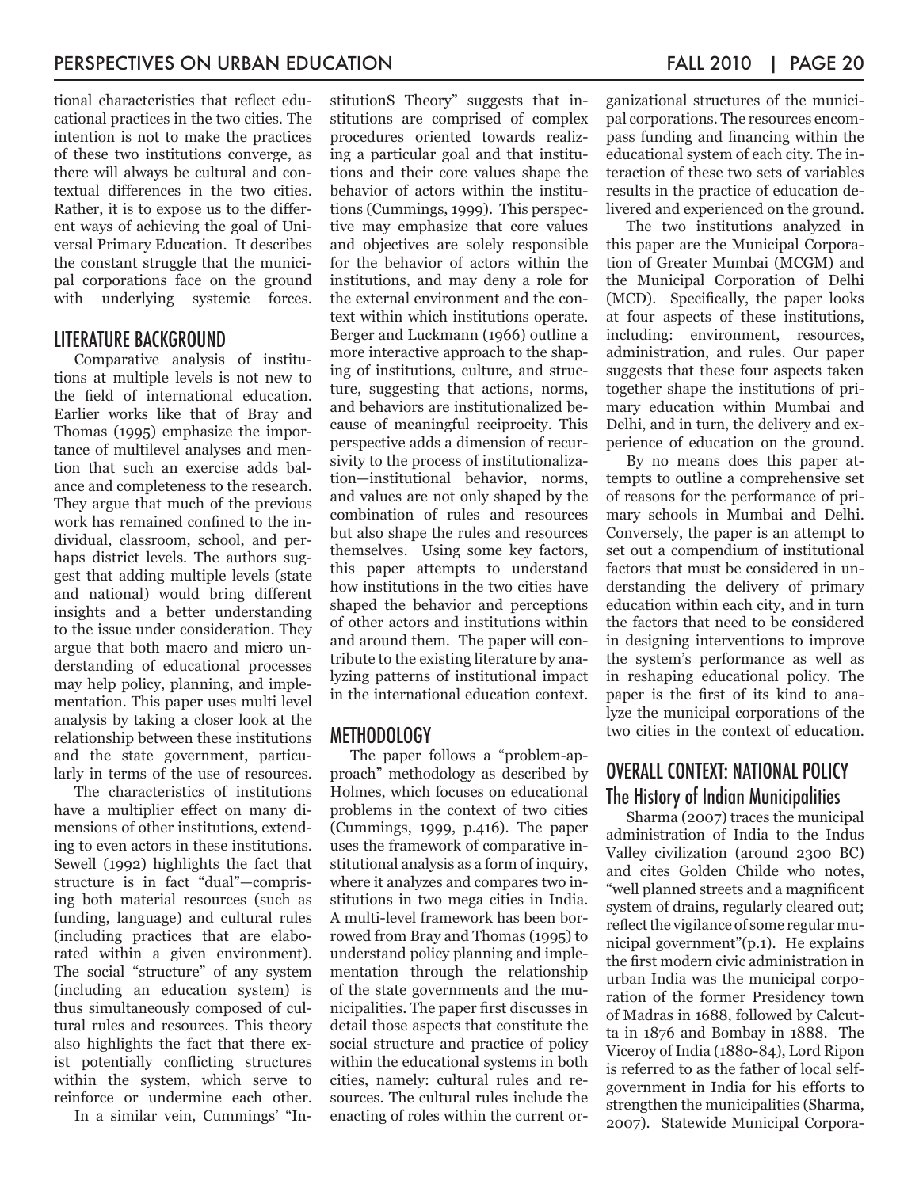tional characteristics that reflect educational practices in the two cities. The intention is not to make the practices of these two institutions converge, as there will always be cultural and contextual differences in the two cities. Rather, it is to expose us to the different ways of achieving the goal of Universal Primary Education. It describes the constant struggle that the municipal corporations face on the ground with underlying systemic forces.

## LITERATURE BACKGROUND

Comparative analysis of institutions at multiple levels is not new to the field of international education. Earlier works like that of Bray and Thomas (1995) emphasize the importance of multilevel analyses and mention that such an exercise adds balance and completeness to the research. They argue that much of the previous work has remained confined to the individual, classroom, school, and perhaps district levels. The authors suggest that adding multiple levels (state and national) would bring different insights and a better understanding to the issue under consideration. They argue that both macro and micro understanding of educational processes may help policy, planning, and implementation. This paper uses multi level analysis by taking a closer look at the relationship between these institutions and the state government, particularly in terms of the use of resources.

The characteristics of institutions have a multiplier effect on many dimensions of other institutions, extending to even actors in these institutions. Sewell (1992) highlights the fact that structure is in fact "dual"—comprising both material resources (such as funding, language) and cultural rules (including practices that are elaborated within a given environment). The social "structure" of any system (including an education system) is thus simultaneously composed of cultural rules and resources. This theory also highlights the fact that there exist potentially conflicting structures within the system, which serve to reinforce or undermine each other.

In a similar vein, Cummings' "InstitutionS Theory" suggests that institutions are comprised of complex procedures oriented towards realizing a particular goal and that institutions and their core values shape the behavior of actors within the institutions (Cummings, 1999). This perspective may emphasize that core values and objectives are solely responsible for the behavior of actors within the institutions, and may deny a role for the external environment and the context within which institutions operate. Berger and Luckmann (1966) outline a more interactive approach to the shaping of institutions, culture, and structure, suggesting that actions, norms, and behaviors are institutionalized because of meaningful reciprocity. This perspective adds a dimension of recursivity to the process of institutionalization—institutional behavior, norms, and values are not only shaped by the combination of rules and resources but also shape the rules and resources themselves. Using some key factors, this paper attempts to understand how institutions in the two cities have shaped the behavior and perceptions of other actors and institutions within and around them. The paper will contribute to the existing literature by analyzing patterns of institutional impact in the international education context.

## METHODOLOGY

The paper follows a "problem-approach" methodology as described by Holmes, which focuses on educational problems in the context of two cities (Cummings, 1999, p.416). The paper uses the framework of comparative institutional analysis as a form of inquiry, where it analyzes and compares two institutions in two mega cities in India. A multi-level framework has been borrowed from Bray and Thomas (1995) to understand policy planning and implementation through the relationship of the state governments and the municipalities. The paper first discusses in detail those aspects that constitute the social structure and practice of policy within the educational systems in both cities, namely: cultural rules and resources. The cultural rules include the enacting of roles within the current organizational structures of the municipal corporations. The resources encompass funding and financing within the educational system of each city. The interaction of these two sets of variables results in the practice of education delivered and experienced on the ground.

The two institutions analyzed in this paper are the Municipal Corporation of Greater Mumbai (MCGM) and the Municipal Corporation of Delhi (MCD). Specifically, the paper looks at four aspects of these institutions, including: environment, resources, administration, and rules. Our paper suggests that these four aspects taken together shape the institutions of primary education within Mumbai and Delhi, and in turn, the delivery and experience of education on the ground.

By no means does this paper attempts to outline a comprehensive set of reasons for the performance of primary schools in Mumbai and Delhi. Conversely, the paper is an attempt to set out a compendium of institutional factors that must be considered in understanding the delivery of primary education within each city, and in turn the factors that need to be considered in designing interventions to improve the system's performance as well as in reshaping educational policy. The paper is the first of its kind to analyze the municipal corporations of the two cities in the context of education.

## OVERALL CONTEXT: NATIONAL POLICY

### The History of Indian Municipalities

Sharma (2007) traces the municipal administration of India to the Indus Valley civilization (around 2300 BC) and cites Golden Childe who notes, "well planned streets and a magnificent system of drains, regularly cleared out; reflect the vigilance of some regular municipal government"(p.1). He explains the first modern civic administration in urban India was the municipal corporation of the former Presidency town of Madras in 1688, followed by Calcutta in 1876 and Bombay in 1888. The Viceroy of India (1880-84), Lord Ripon is referred to as the father of local self-government in India for his efforts to strengthen the municipalities (Sharma, 2007). Statewide Municipal Corpora-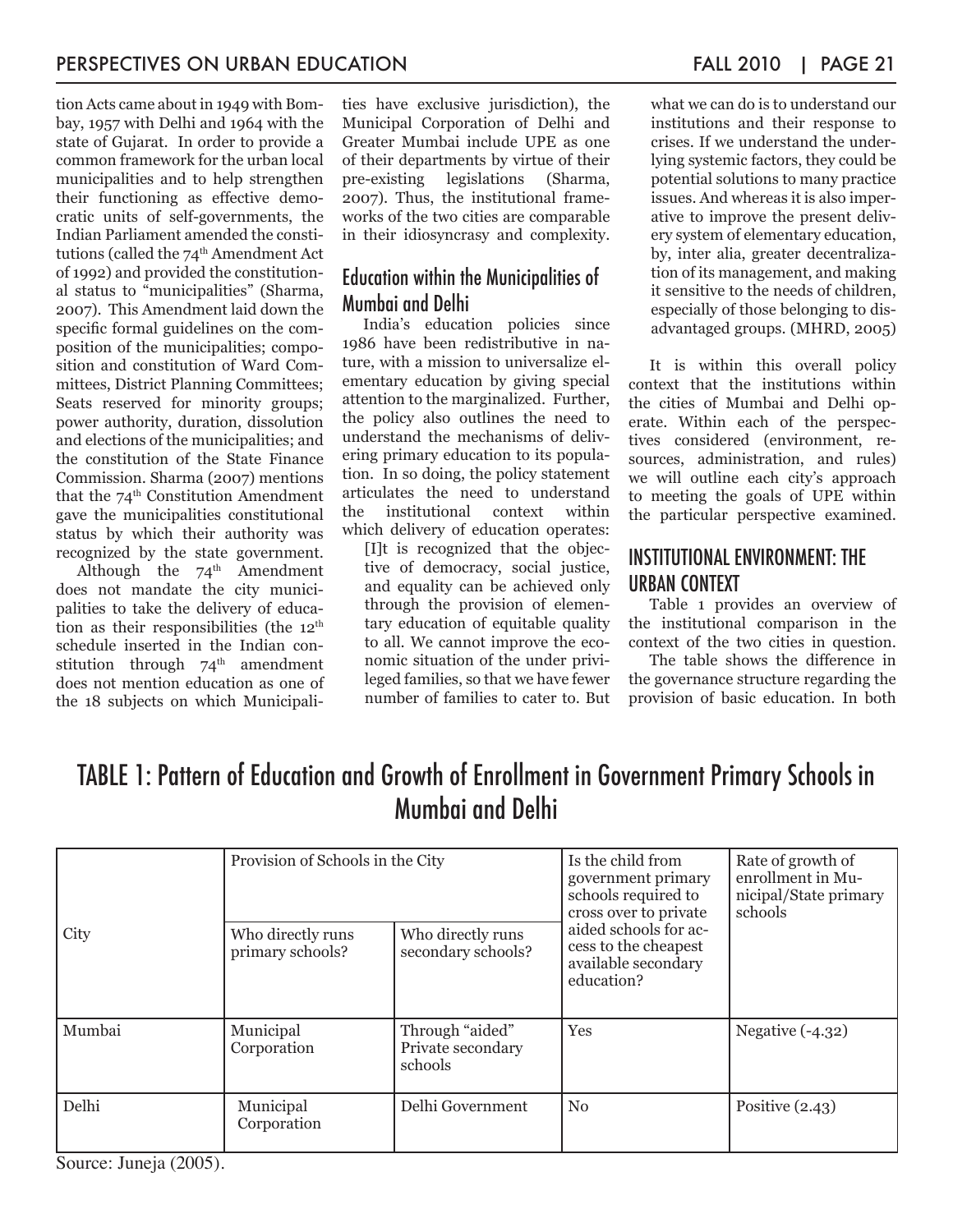tion Acts came about in 1949 with Bombay, 1957 with Delhi and 1964 with the state of Gujarat. In order to provide a common framework for the urban local municipalities and to help strengthen their functioning as effective democratic units of self-governments, the Indian Parliament amended the constitutions (called the 74th Amendment Act of 1992) and provided the constitutional status to "municipalities" (Sharma, 2007). This Amendment laid down the specific formal guidelines on the composition of the municipalities; composition and constitution of Ward Committees, District Planning Committees; Seats reserved for minority groups; power authority, duration, dissolution and elections of the municipalities; and the constitution of the State Finance Commission. Sharma (2007) mentions that the 74th Constitution Amendment gave the municipalities constitutional status by which their authority was recognized by the state government.

Although the 74th Amendment does not mandate the city municipalities to take the delivery of education as their responsibilities (the 12th schedule inserted in the Indian constitution through 74th amendment does not mention education as one of the 18 subjects on which Municipalities have exclusive jurisdiction), the Municipal Corporation of Delhi and Greater Mumbai include UPE as one of their departments by virtue of their pre-existing legislations (Sharma, 2007). Thus, the institutional frameworks of the two cities are comparable in their idiosyncrasy and complexity.

## Education within the Municipalities of Mumbai and Delhi

India's education policies since 1986 have been redistributive in nature, with a mission to universalize elementary education by giving special attention to the marginalized. Further, the policy also outlines the need to understand the mechanisms of delivering primary education to its population. In so doing, the policy statement articulates the need to understand the institutional context within which delivery of education operates:

> [I]t is recognized that the objective of democracy, social justice, and equality can be achieved only through the provision of elementary education of equitable quality to all. We cannot improve the economic situation of the under privileged families, so that we have fewer number of families to cater to. But what we can do is to understand our institutions and their response to crises. If we understand the underlying systemic factors, they could be potential solutions to many practice issues. And whereas it is also imperative to improve the present delivery system of elementary education, by, inter alia, greater decentralization of its management, and making it sensitive to the needs of children, especially of those belonging to disadvantaged groups. (MHRD, 2005)

It is within this overall policy context that the institutions within the cities of Mumbai and Delhi operate. Within each of the perspectives considered (environment, resources, administration, and rules) we will outline each city's approach to meeting the goals of UPE within the particular perspective examined.

## INSTITUTIONAL ENVIRONMENT: THE URBAN CONTEXT

Table 1 provides an overview of the institutional comparison in the context of the two cities in question.

The table shows the difference in the governance structure regarding the provision of basic education. In both

## TABLE 1: Pattern of Education and Growth of Enrollment in Government Primary Schools in Mumbai and Delhi

| City | Provision of Schools in the City | | Is the child from government primary schools required to cross over to private aided schools for access to the cheapest available secondary education? | Rate of growth of enrollment in Municipal/State primary schools |
|---|---|---|---|---|
| | Who directly runs primary schools? | Who directly runs secondary schools? | | |
| Mumbai | Municipal Corporation | Through "aided" Private secondary schools | Yes | Negative (-4.32) |
| Delhi | Municipal Corporation | Delhi Government | No | Positive (2.43) |

Source: Juneja (2005).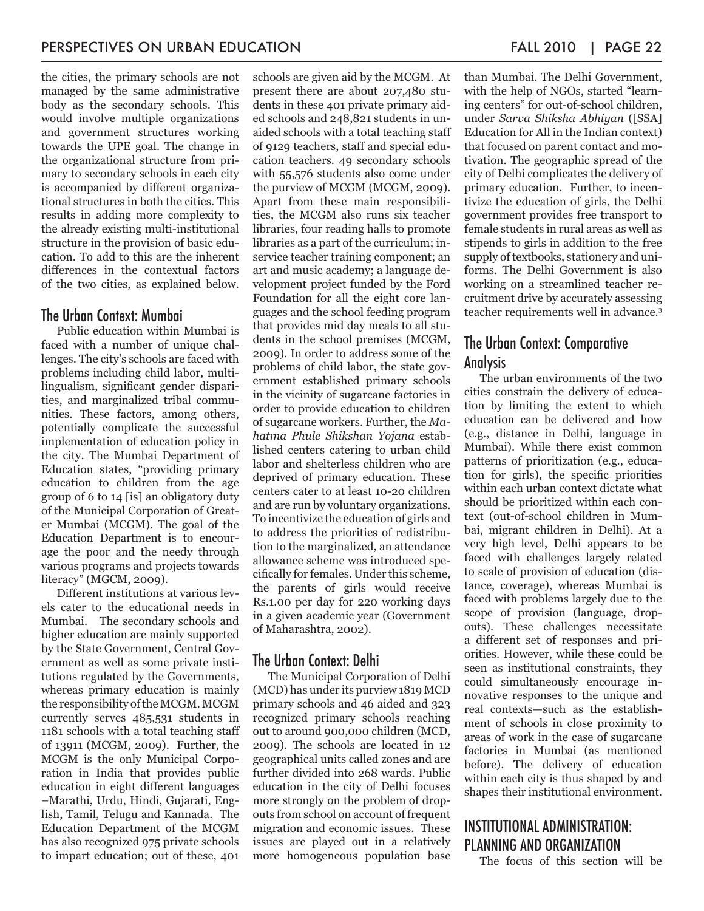the cities, the primary schools are not managed by the same administrative body as the secondary schools. This would involve multiple organizations and government structures working towards the UPE goal. The change in the organizational structure from primary to secondary schools in each city is accompanied by different organizational structures in both the cities. This results in adding more complexity to the already existing multi-institutional structure in the provision of basic education. To add to this are the inherent differences in the contextual factors of the two cities, as explained below.

## The Urban Context: Mumbai

Public education within Mumbai is faced with a number of unique challenges. The city's schools are faced with problems including child labor, multilingualism, significant gender disparities, and marginalized tribal communities. These factors, among others, potentially complicate the successful implementation of education policy in the city. The Mumbai Department of Education states, "providing primary education to children from the age group of 6 to 14 [is] an obligatory duty of the Municipal Corporation of Greater Mumbai (MCGM). The goal of the Education Department is to encourage the poor and the needy through various programs and projects towards literacy" (MGCM, 2009).

Different institutions at various levels cater to the educational needs in Mumbai. The secondary schools and higher education are mainly supported by the State Government, Central Government as well as some private institutions regulated by the Governments, whereas primary education is mainly the responsibility of the MCGM. MCGM currently serves 485,531 students in 1181 schools with a total teaching staff of 13911 (MCGM, 2009). Further, the MCGM is the only Municipal Corporation in India that provides public education in eight different languages –Marathi, Urdu, Hindi, Gujarati, English, Tamil, Telugu and Kannada. The Education Department of the MCGM has also recognized 975 private schools to impart education; out of these, 401 schools are given aid by the MCGM. At present there are about 207,480 students in these 401 private primary aided schools and 248,821 students in unaided schools with a total teaching staff of 9129 teachers, staff and special education teachers. 49 secondary schools with 55,576 students also come under the purview of MCGM (MCGM, 2009). Apart from these main responsibilities, the MCGM also runs six teacher libraries, four reading halls to promote libraries as a part of the curriculum; inservice teacher training component; an art and music academy; a language development project funded by the Ford Foundation for all the eight core languages and the school feeding program that provides mid day meals to all students in the school premises (MCGM, 2009). In order to address some of the problems of child labor, the state government established primary schools in the vicinity of sugarcane factories in order to provide education to children of sugarcane workers. Further, the *Mahatma Phule Shikshan Yojana* established centers catering to urban child labor and shelterless children who are deprived of primary education. These centers cater to at least 10-20 children and are run by voluntary organizations. To incentivize the education of girls and to address the priorities of redistribution to the marginalized, an attendance allowance scheme was introduced specifically for females. Under this scheme, the parents of girls would receive Rs.1.00 per day for 220 working days in a given academic year (Government of Maharashtra, 2002).

## The Urban Context: Delhi

The Municipal Corporation of Delhi (MCD) has under its purview 1819 MCD primary schools and 46 aided and 323 recognized primary schools reaching out to around 900,000 children (MCD, 2009). The schools are located in 12 geographical units called zones and are further divided into 268 wards. Public education in the city of Delhi focuses more strongly on the problem of dropouts from school on account of frequent migration and economic issues. These issues are played out in a relatively more homogeneous population base than Mumbai. The Delhi Government, with the help of NGOs, started "learning centers" for out-of-school children, under *Sarva Shiksha Abhiyan* ([SSA] Education for All in the Indian context) that focused on parent contact and motivation. The geographic spread of the city of Delhi complicates the delivery of primary education. Further, to incentivize the education of girls, the Delhi government provides free transport to female students in rural areas as well as stipends to girls in addition to the free supply of textbooks, stationery and uniforms. The Delhi Government is also working on a streamlined teacher recruitment drive by accurately assessing teacher requirements well in advance.[3]

## The Urban Context: Comparative Analysis

The urban environments of the two cities constrain the delivery of education by limiting the extent to which education can be delivered and how (e.g., distance in Delhi, language in Mumbai). While there exist common patterns of prioritization (e.g., education for girls), the specific priorities within each urban context dictate what should be prioritized within each context (out-of-school children in Mumbai, migrant children in Delhi). At a very high level, Delhi appears to be faced with challenges largely related to scale of provision of education (distance, coverage), whereas Mumbai is faced with problems largely due to the scope of provision (language, dropouts). These challenges necessitate a different set of responses and priorities. However, while these could be seen as institutional constraints, they could simultaneously encourage innovative responses to the unique and real contexts—such as the establishment of schools in close proximity to areas of work in the case of sugarcane factories in Mumbai (as mentioned before). The delivery of education within each city is thus shaped by and shapes their institutional environment.

# INSTITUTIONAL ADMINISTRATION: PLANNING AND ORGANIZATION

The focus of this section will be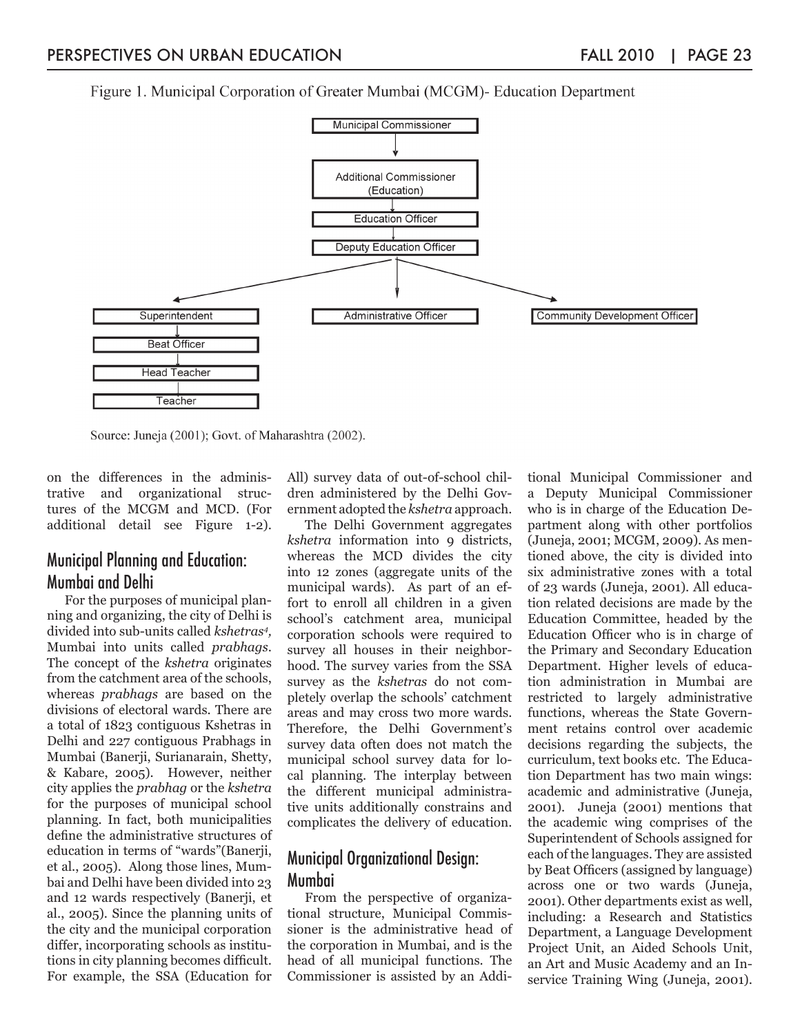Figure 1. Municipal Corporation of Greater Mumbai (MCGM)- Education Department

- Municipal Commissioner
  - Additional Commissioner (Education)
    - Education Officer
      - Deputy Education Officer
        - Superintendent
          - Beat Officer
            - Head Teacher
              - Teacher
        - Administrative Officer
        - Community Development Officer

Source: Juneja (2001); Govt. of Maharashtra (2002).

on the differences in the administrative and organizational structures of the MCGM and MCD. (For additional detail see Figure 1-2).

## Municipal Planning and Education: Mumbai and Delhi

For the purposes of municipal planning and organizing, the city of Delhi is divided into sub-units called *kshetras*[4], Mumbai into units called *prabhags*. The concept of the *kshetra* originates from the catchment area of the schools, whereas *prabhags* are based on the divisions of electoral wards. There are a total of 1823 contiguous Kshetras in Delhi and 227 contiguous Prabhags in Mumbai (Banerji, Surianarain, Shetty, & Kabare, 2005). However, neither city applies the *prabhag* or the *kshetra* for the purposes of municipal school planning. In fact, both municipalities define the administrative structures of education in terms of "wards"(Banerji, et al., 2005). Along those lines, Mumbai and Delhi have been divided into 23 and 12 wards respectively (Banerji, et al., 2005). Since the planning units of the city and the municipal corporation differ, incorporating schools as institutions in city planning becomes difficult. For example, the SSA (Education for All) survey data of out-of-school children administered by the Delhi Government adopted the *kshetra* approach.

The Delhi Government aggregates *kshetra* information into 9 districts, whereas the MCD divides the city into 12 zones (aggregate units of the municipal wards). As part of an effort to enroll all children in a given school's catchment area, municipal corporation schools were required to survey all houses in their neighborhood. The survey varies from the SSA survey as the *kshetras* do not completely overlap the schools' catchment areas and may cross two more wards. Therefore, the Delhi Government's survey data often does not match the municipal school survey data for local planning. The interplay between the different municipal administrative units additionally constrains and complicates the delivery of education.

## Municipal Organizational Design: Mumbai

From the perspective of organizational structure, Municipal Commissioner is the administrative head of the corporation in Mumbai, and is the head of all municipal functions. The Commissioner is assisted by an Additional Municipal Commissioner and a Deputy Municipal Commissioner who is in charge of the Education Department along with other portfolios (Juneja, 2001; MCGM, 2009). As mentioned above, the city is divided into six administrative zones with a total of 23 wards (Juneja, 2001). All education related decisions are made by the Education Committee, headed by the Education Officer who is in charge of the Primary and Secondary Education Department. Higher levels of education administration in Mumbai are restricted to largely administrative functions, whereas the State Government retains control over academic decisions regarding the subjects, the curriculum, text books etc. The Education Department has two main wings: academic and administrative (Juneja, 2001). Juneja (2001) mentions that the academic wing comprises of the Superintendent of Schools assigned for each of the languages. They are assisted by Beat Officers (assigned by language) across one or two wards (Juneja, 2001). Other departments exist as well, including: a Research and Statistics Department, a Language Development Project Unit, an Aided Schools Unit, an Art and Music Academy and an In-service Training Wing (Juneja, 2001).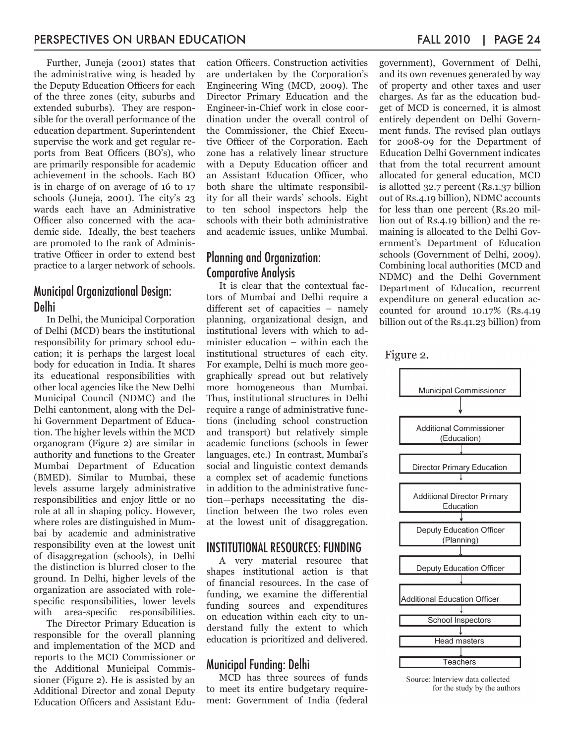Further, Juneja (2001) states that the administrative wing is headed by the Deputy Education Officers for each of the three zones (city, suburbs and extended suburbs). They are responsible for the overall performance of the education department. Superintendent supervise the work and get regular reports from Beat Officers (BO's), who are primarily responsible for academic achievement in the schools. Each BO is in charge of on average of 16 to 17 schools (Juneja, 2001). The city's 23 wards each have an Administrative Officer also concerned with the academic side. Ideally, the best teachers are promoted to the rank of Administrative Officer in order to extend best practice to a larger network of schools.

## Municipal Organizational Design: Delhi

In Delhi, the Municipal Corporation of Delhi (MCD) bears the institutional responsibility for primary school education; it is perhaps the largest local body for education in India. It shares its educational responsibilities with other local agencies like the New Delhi Municipal Council (NDMC) and the Delhi cantonment, along with the Delhi Government Department of Education. The higher levels within the MCD organogram (Figure 2) are similar in authority and functions to the Greater Mumbai Department of Education (BMED). Similar to Mumbai, these levels assume largely administrative responsibilities and enjoy little or no role at all in shaping policy. However, where roles are distinguished in Mumbai by academic and administrative responsibility even at the lowest unit of disaggregation (schools), in Delhi the distinction is blurred closer to the ground. In Delhi, higher levels of the organization are associated with role-specific responsibilities, lower levels with area-specific responsibilities.

The Director Primary Education is responsible for the overall planning and implementation of the MCD and reports to the MCD Commissioner or the Additional Municipal Commissioner (Figure 2). He is assisted by an Additional Director and zonal Deputy Education Officers and Assistant Education Officers. Construction activities are undertaken by the Corporation's Engineering Wing (MCD, 2009). The Director Primary Education and the Engineer-in-Chief work in close coordination under the overall control of the Commissioner, the Chief Executive Officer of the Corporation. Each zone has a relatively linear structure with a Deputy Education officer and an Assistant Education Officer, who both share the ultimate responsibility for all their wards' schools. Eight to ten school inspectors help the schools with their both administrative and academic issues, unlike Mumbai.

## Planning and Organization: Comparative Analysis

It is clear that the contextual factors of Mumbai and Delhi require a different set of capacities – namely planning, organizational design, and institutional levers with which to administer education – within each the institutional structures of each city. For example, Delhi is much more geographically spread out but relatively more homogeneous than Mumbai. Thus, institutional structures in Delhi require a range of administrative functions (including school construction and transport) but relatively simple academic functions (schools in fewer languages, etc.) In contrast, Mumbai's social and linguistic context demands a complex set of academic functions in addition to the administrative function—perhaps necessitating the distinction between the two roles even at the lowest unit of disaggregation.

## INSTITUTIONAL RESOURCES: FUNDING

A very material resource that shapes institutional action is that of financial resources. In the case of funding, we examine the differential funding sources and expenditures on education within each city to understand fully the extent to which education is prioritized and delivered.

## Municipal Funding: Delhi

MCD has three sources of funds to meet its entire budgetary requirement: Government of India (federal government), Government of Delhi, and its own revenues generated by way of property and other taxes and user charges. As far as the education budget of MCD is concerned, it is almost entirely dependent on Delhi Government funds. The revised plan outlays for 2008-09 for the Department of Education Delhi Government indicates that from the total recurrent amount allocated for general education, MCD is allotted 32.7 percent (Rs.1.37 billion out of Rs.4.19 billion), NDMC accounts for less than one percent (Rs.20 million out of Rs.4.19 billion) and the remaining is allocated to the Delhi Government's Department of Education schools (Government of Delhi, 2009). Combining local authorities (MCD and NDMC) and the Delhi Government Department of Education, recurrent expenditure on general education accounted for around 10.17% (Rs.4.19 billion out of the Rs.41.23 billion) from

Figure 2.

Municipal Commissioner
↓
Additional Commissioner (Education)
↓
Director Primary Education
↓
Additional Director Primary Education
↓
Deputy Education Officer (Planning)
↓
Deputy Education Officer
↓
Additional Education Officer
↓
School Inspectors
↓
Head masters
↓
Teachers

Source: Interview data collected for the study by the authors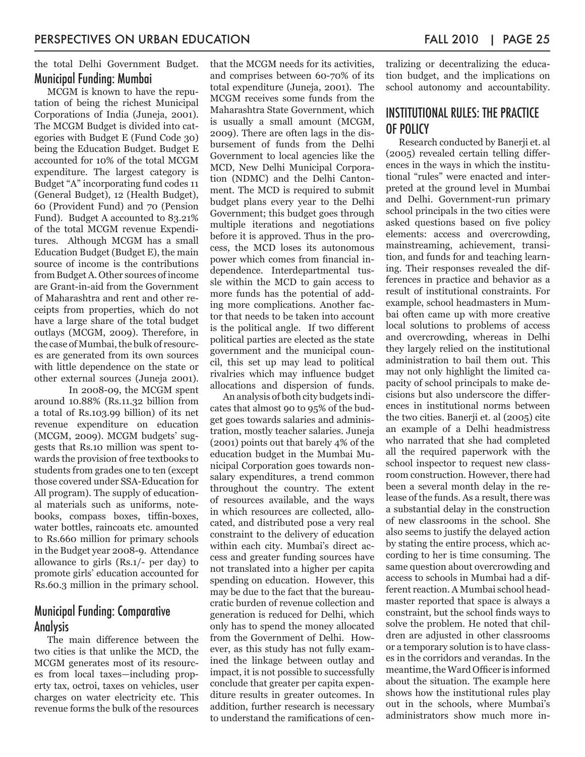the total Delhi Government Budget.

## Municipal Funding: Mumbai

MCGM is known to have the reputation of being the richest Municipal Corporations of India (Juneja, 2001). The MCGM Budget is divided into categories with Budget E (Fund Code 30) being the Education Budget. Budget E accounted for 10% of the total MCGM expenditure. The largest category is Budget "A" incorporating fund codes 11 (General Budget), 12 (Health Budget), 60 (Provident Fund) and 70 (Pension Fund). Budget A accounted to 83.21% of the total MCGM revenue Expenditures. Although MCGM has a small Education Budget (Budget E), the main source of income is the contributions from Budget A. Other sources of income are Grant-in-aid from the Government of Maharashtra and rent and other receipts from properties, which do not have a large share of the total budget outlays (MCGM, 2009). Therefore, in the case of Mumbai, the bulk of resources are generated from its own sources with little dependence on the state or other external sources (Juneja 2001).

In 2008-09, the MCGM spent around 10.88% (Rs.11.32 billion from a total of Rs.103.99 billion) of its net revenue expenditure on education (MCGM, 2009). MCGM budgets' suggests that Rs.10 million was spent towards the provision of free textbooks to students from grades one to ten (except those covered under SSA-Education for All program). The supply of educational materials such as uniforms, notebooks, compass boxes, tiffin-boxes, water bottles, raincoats etc. amounted to Rs.660 million for primary schools in the Budget year 2008-9. Attendance allowance to girls (Rs.1/- per day) to promote girls' education accounted for Rs.60.3 million in the primary school.

## Municipal Funding: Comparative Analysis

The main difference between the two cities is that unlike the MCD, the MCGM generates most of its resources from local taxes—including property tax, octroi, taxes on vehicles, user charges on water electricity etc. This revenue forms the bulk of the resources that the MCGM needs for its activities, and comprises between 60-70% of its total expenditure (Juneja, 2001). The MCGM receives some funds from the Maharashtra State Government, which is usually a small amount (MCGM, 2009). There are often lags in the disbursement of funds from the Delhi Government to local agencies like the MCD, New Delhi Municipal Corporation (NDMC) and the Delhi Cantonment. The MCD is required to submit budget plans every year to the Delhi Government; this budget goes through multiple iterations and negotiations before it is approved. Thus in the process, the MCD loses its autonomous power which comes from financial independence. Interdepartmental tussle within the MCD to gain access to more funds has the potential of adding more complications. Another factor that needs to be taken into account is the political angle. If two different political parties are elected as the state government and the municipal council, this set up may lead to political rivalries which may influence budget allocations and dispersion of funds.

An analysis of both city budgets indicates that almost 90 to 95% of the budget goes towards salaries and administration, mostly teacher salaries. Juneja (2001) points out that barely 4% of the education budget in the Mumbai Municipal Corporation goes towards non-salary expenditures, a trend common throughout the country. The extent of resources available, and the ways in which resources are collected, allocated, and distributed pose a very real constraint to the delivery of education within each city. Mumbai's direct access and greater funding sources have not translated into a higher per capita spending on education. However, this may be due to the fact that the bureaucratic burden of revenue collection and generation is reduced for Delhi, which only has to spend the money allocated from the Government of Delhi. However, as this study has not fully examined the linkage between outlay and impact, it is not possible to successfully conclude that greater per capita expenditure results in greater outcomes. In addition, further research is necessary to understand the ramifications of centralizing or decentralizing the education budget, and the implications on school autonomy and accountability.

## INSTITUTIONAL RULES: THE PRACTICE OF POLICY

Research conducted by Banerji et. al (2005) revealed certain telling differences in the ways in which the institutional "rules" were enacted and interpreted at the ground level in Mumbai and Delhi. Government-run primary school principals in the two cities were asked questions based on five policy elements: access and overcrowding, mainstreaming, achievement, transition, and funds for and teaching learning. Their responses revealed the differences in practice and behavior as a result of institutional constraints. For example, school headmasters in Mumbai often came up with more creative local solutions to problems of access and overcrowding, whereas in Delhi they largely relied on the institutional administration to bail them out. This may not only highlight the limited capacity of school principals to make decisions but also underscore the differences in institutional norms between the two cities. Banerji et. al (2005) cite an example of a Delhi headmistress who narrated that she had completed all the required paperwork with the school inspector to request new classroom construction. However, there had been a several month delay in the release of the funds. As a result, there was a substantial delay in the construction of new classrooms in the school. She also seems to justify the delayed action by stating the entire process, which according to her is time consuming. The same question about overcrowding and access to schools in Mumbai had a different reaction. A Mumbai school headmaster reported that space is always a constraint, but the school finds ways to solve the problem. He noted that children are adjusted in other classrooms or a temporary solution is to have classes in the corridors and verandas. In the meantime, the Ward Officer is informed about the situation. The example here shows how the institutional rules play out in the schools, where Mumbai's administrators show much more in-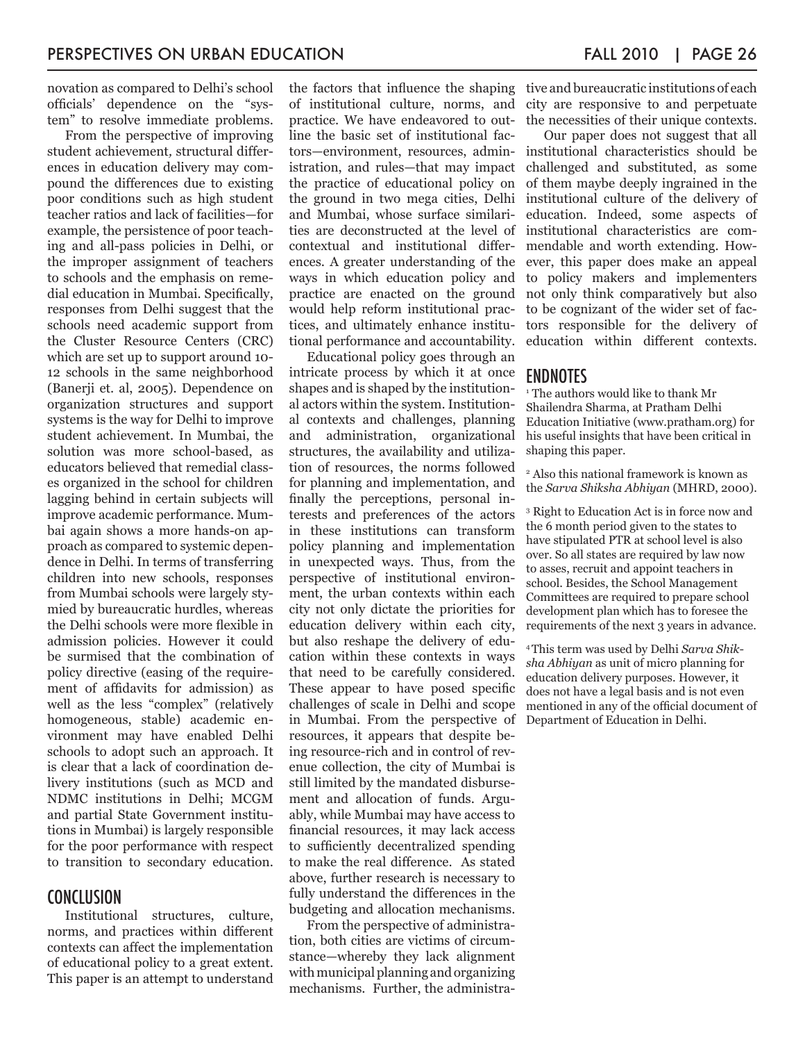novation as compared to Delhi's school officials' dependence on the "system" to resolve immediate problems.

From the perspective of improving student achievement, structural differences in education delivery may compound the differences due to existing poor conditions such as high student teacher ratios and lack of facilities—for example, the persistence of poor teaching and all-pass policies in Delhi, or the improper assignment of teachers to schools and the emphasis on remedial education in Mumbai. Specifically, responses from Delhi suggest that the schools need academic support from the Cluster Resource Centers (CRC) which are set up to support around 10-12 schools in the same neighborhood (Banerji et. al, 2005). Dependence on organization structures and support systems is the way for Delhi to improve student achievement. In Mumbai, the solution was more school-based, as educators believed that remedial classes organized in the school for children lagging behind in certain subjects will improve academic performance. Mumbai again shows a more hands-on approach as compared to systemic dependence in Delhi. In terms of transferring children into new schools, responses from Mumbai schools were largely stymied by bureaucratic hurdles, whereas the Delhi schools were more flexible in admission policies. However it could be surmised that the combination of policy directive (easing of the requirement of affidavits for admission) as well as the less "complex" (relatively homogeneous, stable) academic environment may have enabled Delhi schools to adopt such an approach. It is clear that a lack of coordination delivery institutions (such as MCD and NDMC institutions in Delhi; MCGM and partial State Government institutions in Mumbai) is largely responsible for the poor performance with respect to transition to secondary education.

## CONCLUSION

Institutional structures, culture, norms, and practices within different contexts can affect the implementation of educational policy to a great extent. This paper is an attempt to understand the factors that influence the shaping of institutional culture, norms, and practice. We have endeavored to outline the basic set of institutional factors—environment, resources, administration, and rules—that may impact the practice of educational policy on the ground in two mega cities, Delhi and Mumbai, whose surface similarities are deconstructed at the level of contextual and institutional differences. A greater understanding of the ways in which education policy and practice are enacted on the ground would help reform institutional practices, and ultimately enhance institutional performance and accountability.

Educational policy goes through an intricate process by which it at once shapes and is shaped by the institutional actors within the system. Institutional contexts and challenges, planning and administration, organizational structures, the availability and utilization of resources, the norms followed for planning and implementation, and finally the perceptions, personal interests and preferences of the actors in these institutions can transform policy planning and implementation in unexpected ways. Thus, from the perspective of institutional environment, the urban contexts within each city not only dictate the priorities for education delivery within each city, but also reshape the delivery of education within these contexts in ways that need to be carefully considered. These appear to have posed specific challenges of scale in Delhi and scope in Mumbai. From the perspective of resources, it appears that despite being resource-rich and in control of revenue collection, the city of Mumbai is still limited by the mandated disbursement and allocation of funds. Arguably, while Mumbai may have access to financial resources, it may lack access to sufficiently decentralized spending to make the real difference. As stated above, further research is necessary to fully understand the differences in the budgeting and allocation mechanisms.

From the perspective of administration, both cities are victims of circumstance—whereby they lack alignment with municipal planning and organizing mechanisms. Further, the administrative and bureaucratic institutions of each city are responsive to and perpetuate the necessities of their unique contexts.

Our paper does not suggest that all institutional characteristics should be challenged and substituted, as some of them maybe deeply ingrained in the institutional culture of the delivery of education. Indeed, some aspects of institutional characteristics are commendable and worth extending. However, this paper does make an appeal to policy makers and implementers not only think comparatively but also to be cognizant of the wider set of factors responsible for the delivery of education within different contexts.

## ENDNOTES

[1] The authors would like to thank Mr Shailendra Sharma, at Pratham Delhi Education Initiative (www.pratham.org) for his useful insights that have been critical in shaping this paper.

[2] Also this national framework is known as the *Sarva Shiksha Abhiyan* (MHRD, 2000).

[3] Right to Education Act is in force now and the 6 month period given to the states to have stipulated PTR at school level is also over. So all states are required by law now to asses, recruit and appoint teachers in school. Besides, the School Management Committees are required to prepare school development plan which has to foresee the requirements of the next 3 years in advance.

[4] This term was used by Delhi *Sarva Shiksha Abhiyan* as unit of micro planning for education delivery purposes. However, it does not have a legal basis and is not even mentioned in any of the official document of Department of Education in Delhi.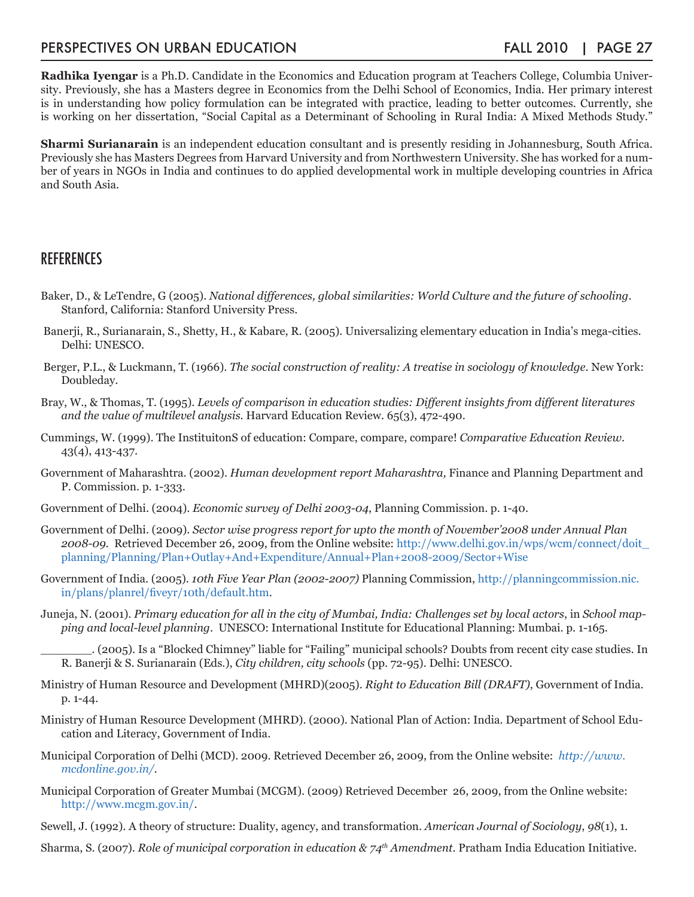**Radhika Iyengar** is a Ph.D. Candidate in the Economics and Education program at Teachers College, Columbia University. Previously, she has a Masters degree in Economics from the Delhi School of Economics, India. Her primary interest is in understanding how policy formulation can be integrated with practice, leading to better outcomes. Currently, she is working on her dissertation, "Social Capital as a Determinant of Schooling in Rural India: A Mixed Methods Study."

**Sharmi Surianarain** is an independent education consultant and is presently residing in Johannesburg, South Africa. Previously she has Masters Degrees from Harvard University and from Northwestern University. She has worked for a number of years in NGOs in India and continues to do applied developmental work in multiple developing countries in Africa and South Asia.

## REFERENCES

Baker, D., & LeTendre, G (2005). *National differences, global similarities: World Culture and the future of schooling*. Stanford, California: Stanford University Press.

Banerji, R., Surianarain, S., Shetty, H., & Kabare, R. (2005). Universalizing elementary education in India's mega-cities. Delhi: UNESCO.

Berger, P.L., & Luckmann, T. (1966). *The social construction of reality: A treatise in sociology of knowledge*. New York: Doubleday.

Bray, W., & Thomas, T. (1995). *Levels of comparison in education studies: Different insights from different literatures and the value of multilevel analysis.* Harvard Education Review. 65(3), 472-490.

Cummings, W. (1999). The InstituitonS of education: Compare, compare, compare! *Comparative Education Review*. 43(4), 413-437.

Government of Maharashtra. (2002). *Human development report Maharashtra,* Finance and Planning Department and P. Commission. p. 1-333.

Government of Delhi. (2004). *Economic survey of Delhi 2003-04*, Planning Commission. p. 1-40.

Government of Delhi. (2009). *Sector wise progress report for upto the month of November'2008 under Annual Plan 2008-09*. Retrieved December 26, 2009, from the Online website: http://www.delhi.gov.in/wps/wcm/connect/doit_planning/Planning/Plan+Outlay+And+Expenditure/Annual+Plan+2008-2009/Sector+Wise

Government of India. (2005). *10th Five Year Plan (2002-2007)* Planning Commission, http://planningcommission.nic.in/plans/planrel/fiveyr/10th/default.htm.

Juneja, N. (2001). *Primary education for all in the city of Mumbai, India: Challenges set by local actors*, in *School mapping and local-level planning*. UNESCO: International Institute for Educational Planning: Mumbai. p. 1-165.

_______. (2005). Is a "Blocked Chimney" liable for "Failing" municipal schools? Doubts from recent city case studies. In R. Banerji & S. Surianarain (Eds.), *City children, city schools* (pp. 72-95). Delhi: UNESCO.

Ministry of Human Resource and Development (MHRD)(2005). *Right to Education Bill (DRAFT)*, Government of India. p. 1-44.

Ministry of Human Resource Development (MHRD). (2000). National Plan of Action: India. Department of School Education and Literacy, Government of India.

Municipal Corporation of Delhi (MCD). 2009. Retrieved December 26, 2009, from the Online website: *http://www.mcdonline.gov.in/*.

Municipal Corporation of Greater Mumbai (MCGM). (2009) Retrieved December 26, 2009, from the Online website: http://www.mcgm.gov.in/.

Sewell, J. (1992). A theory of structure: Duality, agency, and transformation. *American Journal of Sociology*, *98*(1), 1.

Sharma, S. (2007). *Role of municipal corporation in education & 74th Amendment.* Pratham India Education Initiative.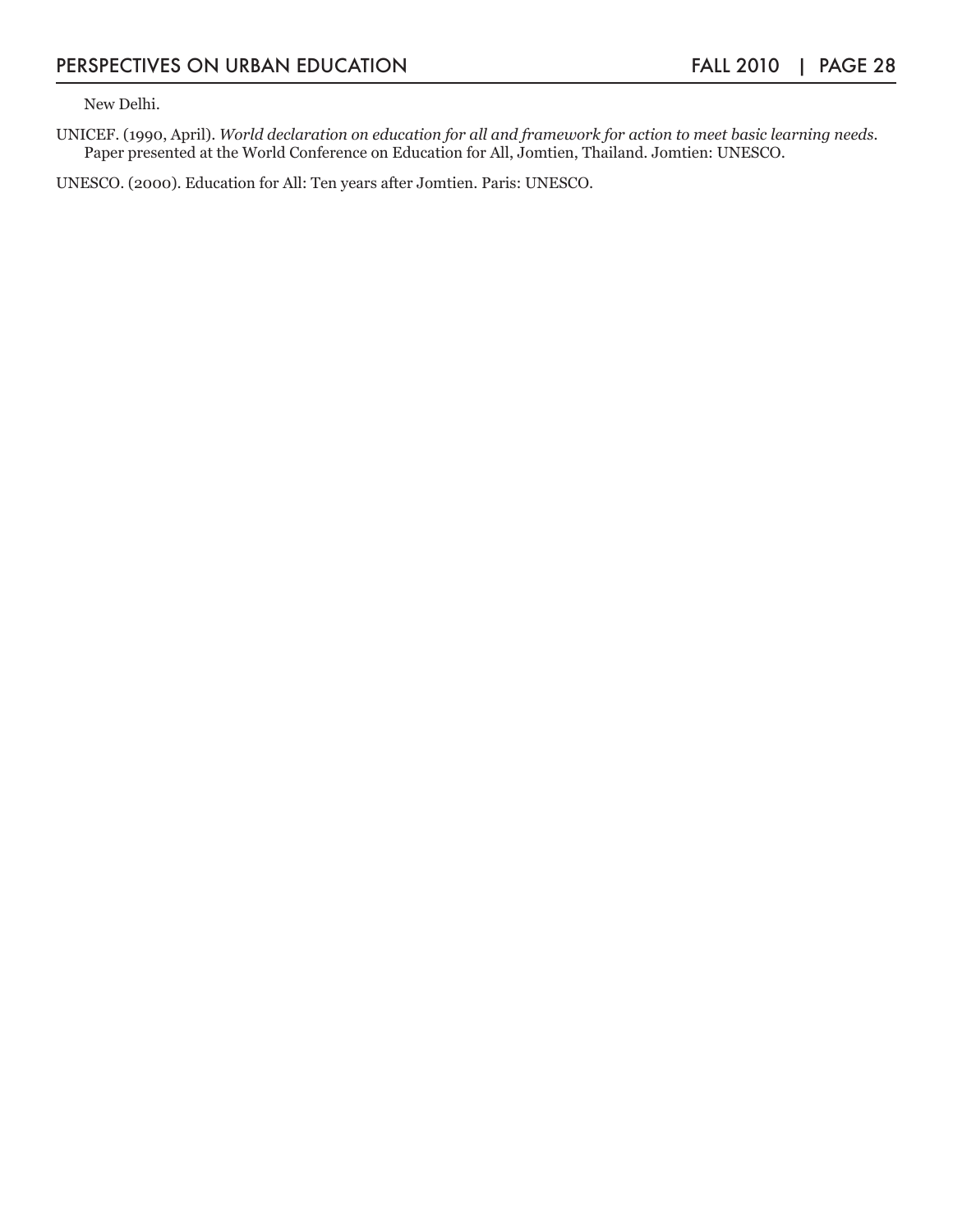New Delhi.

UNICEF. (1990, April). *World declaration on education for all and framework for action to meet basic learning needs.* Paper presented at the World Conference on Education for All, Jomtien, Thailand. Jomtien: UNESCO.

UNESCO. (2000). Education for All: Ten years after Jomtien. Paris: UNESCO.